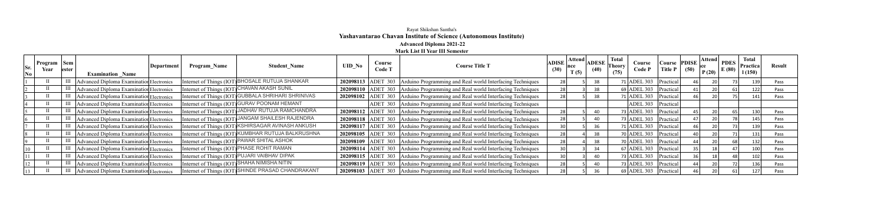# Rayat Shikshan Santha's

## Yashavantarao Chavan Institute of Science (Autonomous Institute)

### Advanced Diploma 2021-22

**Mark List II Year III Semester**

| Sr. No | Program Year | Sem ester | Examination _Name | Department | Program_Name | Student_Name | UID_No | Course Code T | Course Title T | ADISE (30) | Attend nce T (5) | ADESE (40) | Total Theory (75) | Course Code P | Course Title P | PDISE (50) | Attend ce P (20) | PDES E (80) | Total Practica l (150) | Result |
|---|---|---|---|---|---|---|---|---|---|---|---|---|---|---|---|---|---|---|---|---|
| 1 | II | III | Advanced Diploma Examination | Electronics | Internet of Things (IOT) | BHOSALE RUTUJA SHANKAR | 202098113 | ADET 303 | Arduino Programming and Real world Interfacing Techniques | 28 | 5 | 38 | 71 | ADEL 303 | Practical | 46 | 20 | 73 | 139 | Pass |
| 2 | II | III | Advanced Diploma Examination | Electronics | Internet of Things (IOT) | CHAVAN AKASH SUNIL | 202098110 | ADET 303 | Arduino Programming and Real world Interfacing Techniques | 28 | 3 | 38 | 69 | ADEL 303 | Practical | 41 | 20 | 61 | 122 | Pass |
| 3 | II | III | Advanced Diploma Examination | Electronics | Internet of Things (IOT) | GUBBALA SHRIHARI SHRINIVAS | 202098102 | ADET 303 | Arduino Programming and Real world Interfacing Techniques | 28 | 5 | 38 | 71 | ADEL 303 | Practical | 46 | 20 | 75 | 141 | Pass |
| 4 | II | III | Advanced Diploma Examination | Electronics | Internet of Things (IOT) | GURAV POONAM HEMANT | | ADET 303 | Arduino Programming and Real world Interfacing Techniques | | | | | ADEL 303 | Practical | | | | | |
| 5 | II | III | Advanced Diploma Examination | Electronics | Internet of Things (IOT) | JADHAV RUTUJA RAMCHANDRA | 202098112 | ADET 303 | Arduino Programming and Real world Interfacing Techniques | 28 | 5 | 40 | 73 | ADEL 303 | Practical | 45 | 20 | 65 | 130 | Pass |
| 6 | II | III | Advanced Diploma Examination | Electronics | Internet of Things (IOT) | JANGAM SHAILESH RAJENDRA | 202098118 | ADET 303 | Arduino Programming and Real world Interfacing Techniques | 28 | 5 | 40 | 73 | ADEL 303 | Practical | 47 | 20 | 78 | 145 | Pass |
| 7 | II | III | Advanced Diploma Examination | Electronics | Internet of Things (IOT) | KSHIRSAGAR AVINASH ANKUSH | 202098117 | ADET 303 | Arduino Programming and Real world Interfacing Techniques | 30 | 5 | 36 | 71 | ADEL 303 | Practical | 46 | 20 | 73 | 139 | Pass |
| 8 | II | III | Advanced Diploma Examination | Electronics | Internet of Things (IOT) | KUMBHAR RUTUJA BALKRUSHNA | 202098105 | ADET 303 | Arduino Programming and Real world Interfacing Techniques | 28 | 4 | 38 | 70 | ADEL 303 | Practical | 40 | 20 | 71 | 131 | Pass |
| 9 | II | III | Advanced Diploma Examination | Electronics | Internet of Things (IOT) | PAWAR SHITAL ASHOK | 202098109 | ADET 303 | Arduino Programming and Real world Interfacing Techniques | 28 | 4 | 38 | 70 | ADEL 303 | Practical | 44 | 20 | 68 | 132 | Pass |
| 10 | II | III | Advanced Diploma Examination | Electronics | Internet of Things (IOT) | PHASE ROHIT RAMAN | 202098114 | ADET 303 | Arduino Programming and Real world Interfacing Techniques | 30 | 3 | 34 | 67 | ADEL 303 | Practical | 35 | 18 | 47 | 100 | Pass |
| 11 | II | III | Advanced Diploma Examination | Electronics | Internet of Things (IOT) | PUJARI VAIBHAV DIPAK | 202098115 | ADET 303 | Arduino Programming and Real world Interfacing Techniques | 30 | 3 | 40 | 73 | ADEL 303 | Practical | 36 | 18 | 48 | 102 | Pass |
| 12 | II | III | Advanced Diploma Examination | Electronics | Internet of Things (IOT) | SHAHA NIMISHA NITIN | 202098119 | ADET 303 | Arduino Programming and Real world Interfacing Techniques | 28 | 5 | 40 | 73 | ADEL 303 | Practical | 44 | 20 | 72 | 136 | Pass |
| 13 | II | III | Advanced Diploma Examination | Electronics | Internet of Things (IOT) | SHINDE PRASAD CHANDRAKANT | 202098103 | ADET 303 | Arduino Programming and Real world Interfacing Techniques | 28 | 5 | 36 | 69 | ADEL 303 | Practical | 46 | 20 | 61 | 127 | Pass |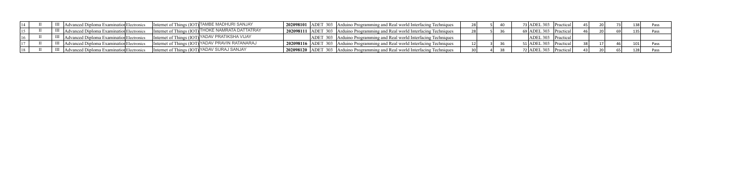| | | | | | | | | | | | | | | | | | | | | |
|---|---|---|---|---|---|---|---|---|---|---|---|---|---|---|---|---|---|---|---|---|
| 14 | II | III | Advanced Diploma Examination | Electronics | Internet of Things (IOT) | TAMBE MADHURI SANJAY | 202098101 | ADET 303 | Arduino Programming and Real world Interfacing Techniques | 28 | 5 | 40 | 73 | ADEL 303 | Practical | 45 | 20 | 73 | 138 | Pass |
| 15 | II | III | Advanced Diploma Examination | Electronics | Internet of Things (IOT) | THOKE NAMRATA DATTATRAY | 202098111 | ADET 303 | Arduino Programming and Real world Interfacing Techniques | 28 | 5 | 36 | 69 | ADEL 303 | Practical | 46 | 20 | 69 | 135 | Pass |
| 16 | II | III | Advanced Diploma Examination | Electronics | Internet of Things (IOT) | YADAV PRATIKSHA VIJAY | | ADET 303 | Arduino Programming and Real world Interfacing Techniques | | | | | ADEL 303 | Practical | | | | | |
| 17 | II | III | Advanced Diploma Examination | Electronics | Internet of Things (IOT) | YADAV PRAVIN RATANARAJ | 202098116 | ADET 303 | Arduino Programming and Real world Interfacing Techniques | 12 | 3 | 36 | 51 | ADEL 303 | Practical | 38 | 17 | 46 | 101 | Pass |
| 18 | II | III | Advanced Diploma Examination | Electronics | Internet of Things (IOT) | YADAV SURAJ SANJAY | 202098120 | ADET 303 | Arduino Programming and Real world Interfacing Techniques | 30 | 4 | 38 | 72 | ADEL 303 | Practical | 43 | 20 | 65 | 128 | Pass |